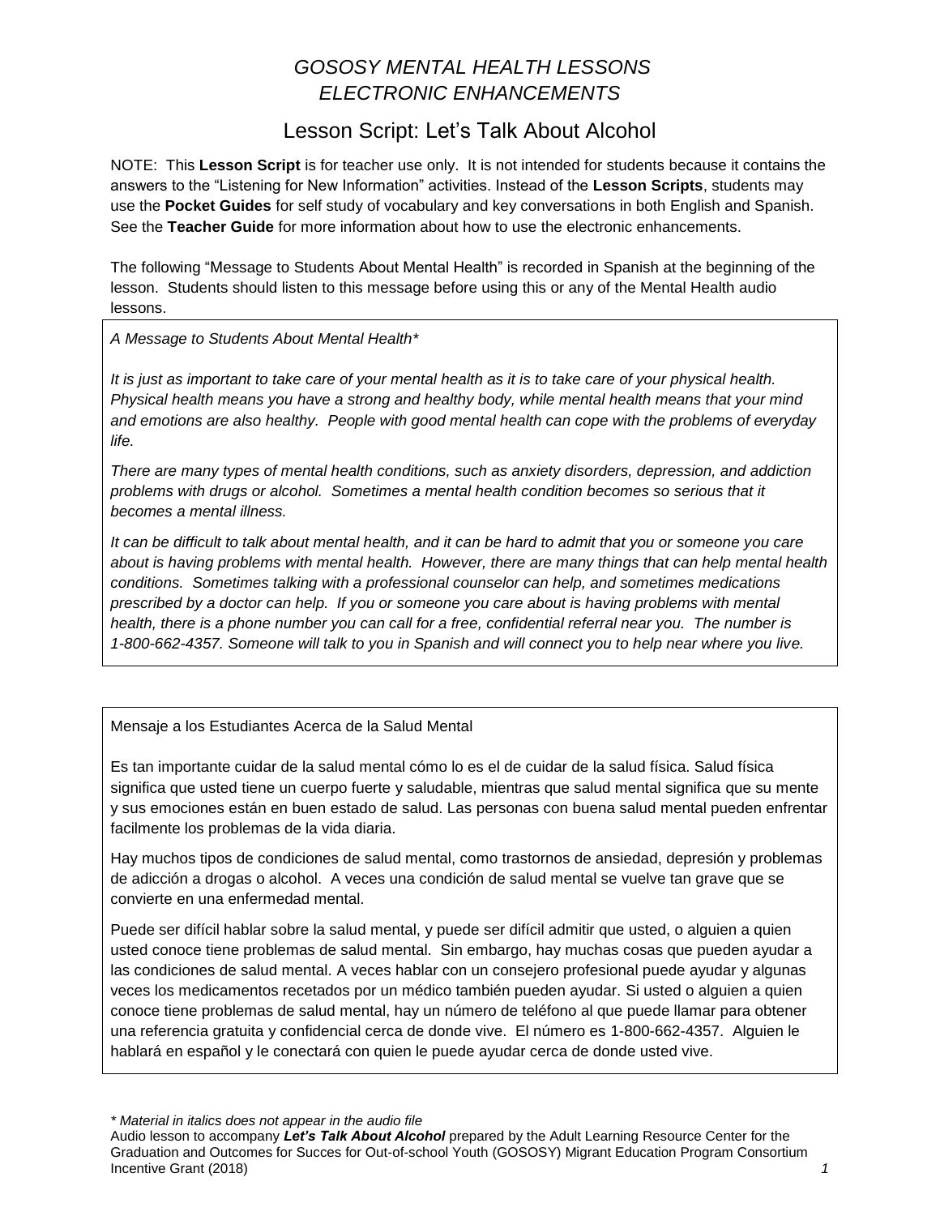# *GOSOSY MENTAL HEALTH LESSONS*
# *ELECTRONIC ENHANCEMENTS*

## Lesson Script: Let's Talk About Alcohol

NOTE: This **Lesson Script** is for teacher use only. It is not intended for students because it contains the answers to the "Listening for New Information" activities. Instead of the **Lesson Scripts**, students may use the **Pocket Guides** for self study of vocabulary and key conversations in both English and Spanish. See the **Teacher Guide** for more information about how to use the electronic enhancements.

The following "Message to Students About Mental Health" is recorded in Spanish at the beginning of the lesson. Students should listen to this message before using this or any of the Mental Health audio lessons.

*A Message to Students About Mental Health**

*It is just as important to take care of your mental health as it is to take care of your physical health. Physical health means you have a strong and healthy body, while mental health means that your mind and emotions are also healthy. People with good mental health can cope with the problems of everyday life.*

*There are many types of mental health conditions, such as anxiety disorders, depression, and addiction problems with drugs or alcohol. Sometimes a mental health condition becomes so serious that it becomes a mental illness.*

*It can be difficult to talk about mental health, and it can be hard to admit that you or someone you care about is having problems with mental health. However, there are many things that can help mental health conditions. Sometimes talking with a professional counselor can help, and sometimes medications prescribed by a doctor can help. If you or someone you care about is having problems with mental health, there is a phone number you can call for a free, confidential referral near you. The number is 1-800-662-4357. Someone will talk to you in Spanish and will connect you to help near where you live.*

Mensaje a los Estudiantes Acerca de la Salud Mental

Es tan importante cuidar de la salud mental cómo lo es el de cuidar de la salud física. Salud física significa que usted tiene un cuerpo fuerte y saludable, mientras que salud mental significa que su mente y sus emociones están en buen estado de salud. Las personas con buena salud mental pueden enfrentar facilmente los problemas de la vida diaria.

Hay muchos tipos de condiciones de salud mental, como trastornos de ansiedad, depresión y problemas de adicción a drogas o alcohol. A veces una condición de salud mental se vuelve tan grave que se convierte en una enfermedad mental.

Puede ser difícil hablar sobre la salud mental, y puede ser difícil admitir que usted, o alguien a quien usted conoce tiene problemas de salud mental. Sin embargo, hay muchas cosas que pueden ayudar a las condiciones de salud mental. A veces hablar con un consejero profesional puede ayudar y algunas veces los medicamentos recetados por un médico también pueden ayudar. Si usted o alguien a quien conoce tiene problemas de salud mental, hay un número de teléfono al que puede llamar para obtener una referencia gratuita y confidencial cerca de donde vive. El número es 1-800-662-4357. Alguien le hablará en español y le conectará con quien le puede ayudar cerca de donde usted vive.

*\* Material in italics does not appear in the audio file*

Audio lesson to accompany ***Let's Talk About Alcohol*** prepared by the Adult Learning Resource Center for the Graduation and Outcomes for Succes for Out-of-school Youth (GOSOSY) Migrant Education Program Consortium Incentive Grant (2018)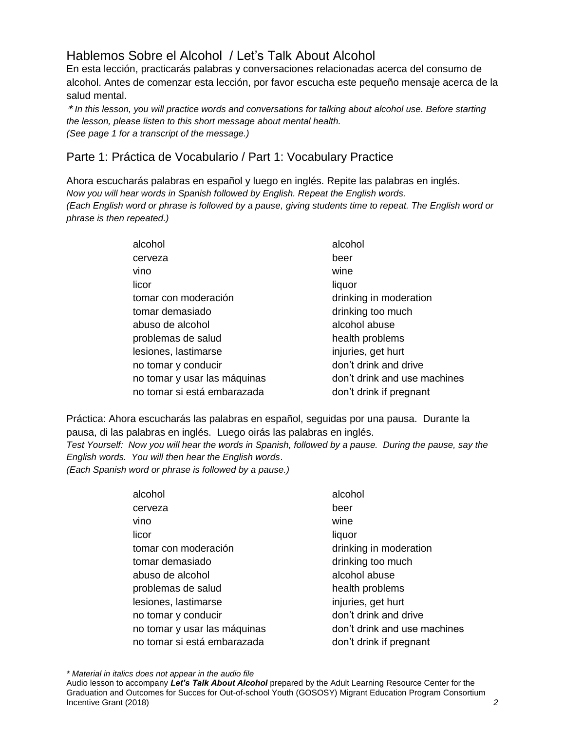## Hablemos Sobre el Alcohol / Let's Talk About Alcohol

En esta lección, practicarás palabras y conversaciones relacionadas acerca del consumo de alcohol. Antes de comenzar esta lección, por favor escucha este pequeño mensaje acerca de la salud mental.

*\* In this lesson, you will practice words and conversations for talking about alcohol use. Before starting the lesson, please listen to this short message about mental health.*
*(See page 1 for a transcript of the message.)*

## Parte 1: Práctica de Vocabulario / Part 1: Vocabulary Practice

Ahora escucharás palabras en español y luego en inglés. Repite las palabras en inglés.
*Now you will hear words in Spanish followed by English. Repeat the English words.*
*(Each English word or phrase is followed by a pause, giving students time to repeat. The English word or phrase is then repeated.)*

| | |
|---|---|
| alcohol | alcohol |
| cerveza | beer |
| vino | wine |
| licor | liquor |
| tomar con moderación | drinking in moderation |
| tomar demasiado | drinking too much |
| abuso de alcohol | alcohol abuse |
| problemas de salud | health problems |
| lesiones, lastimarse | injuries, get hurt |
| no tomar y conducir | don't drink and drive |
| no tomar y usar las máquinas | don't drink and use machines |
| no tomar si está embarazada | don't drink if pregnant |

Práctica: Ahora escucharás las palabras en español, seguidas por una pausa. Durante la pausa, di las palabras en inglés. Luego oirás las palabras en inglés.
*Test Yourself: Now you will hear the words in Spanish, followed by a pause. During the pause, say the English words. You will then hear the English words.*
*(Each Spanish word or phrase is followed by a pause.)*

| | |
|---|---|
| alcohol | alcohol |
| cerveza | beer |
| vino | wine |
| licor | liquor |
| tomar con moderación | drinking in moderation |
| tomar demasiado | drinking too much |
| abuso de alcohol | alcohol abuse |
| problemas de salud | health problems |
| lesiones, lastimarse | injuries, get hurt |
| no tomar y conducir | don't drink and drive |
| no tomar y usar las máquinas | don't drink and use machines |
| no tomar si está embarazada | don't drink if pregnant |

*\* Material in italics does not appear in the audio file*
Audio lesson to accompany ***Let's Talk About Alcohol*** prepared by the Adult Learning Resource Center for the Graduation and Outcomes for Succes for Out-of-school Youth (GOSOSY) Migrant Education Program Consortium Incentive Grant (2018)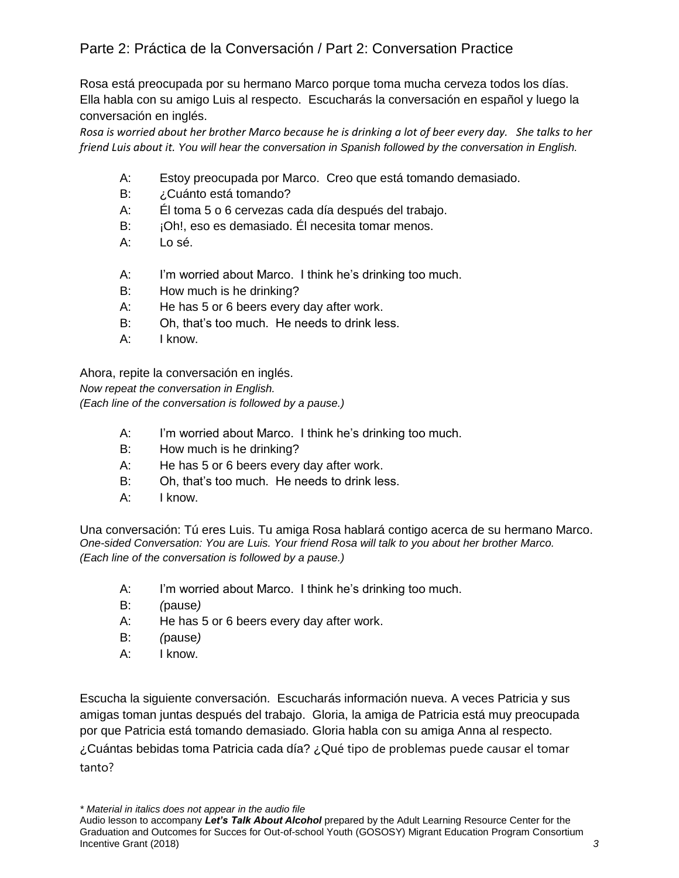## Parte 2: Práctica de la Conversación / Part 2: Conversation Practice

Rosa está preocupada por su hermano Marco porque toma mucha cerveza todos los días. Ella habla con su amigo Luis al respecto. Escucharás la conversación en español y luego la conversación en inglés.
*Rosa is worried about her brother Marco because he is drinking a lot of beer every day. She talks to her friend Luis about it. You will hear the conversation in Spanish followed by the conversation in English.*

A: Estoy preocupada por Marco. Creo que está tomando demasiado.
B: ¿Cuánto está tomando?
A: Él toma 5 o 6 cervezas cada día después del trabajo.
B: ¡Oh!, eso es demasiado. Él necesita tomar menos.
A: Lo sé.

A: I'm worried about Marco. I think he's drinking too much.
B: How much is he drinking?
A: He has 5 or 6 beers every day after work.
B: Oh, that's too much. He needs to drink less.
A: I know.

Ahora, repite la conversación en inglés.
*Now repeat the conversation in English.*
*(Each line of the conversation is followed by a pause.)*

A: I'm worried about Marco. I think he's drinking too much.
B: How much is he drinking?
A: He has 5 or 6 beers every day after work.
B: Oh, that's too much. He needs to drink less.
A: I know.

Una conversación: Tú eres Luis. Tu amiga Rosa hablará contigo acerca de su hermano Marco.
*One-sided Conversation: You are Luis. Your friend Rosa will talk to you about her brother Marco.*
*(Each line of the conversation is followed by a pause.)*

A: I'm worried about Marco. I think he's drinking too much.
B: *(*pause*)*
A: He has 5 or 6 beers every day after work.
B: *(*pause*)*
A: I know.

Escucha la siguiente conversación. Escucharás información nueva. A veces Patricia y sus amigas toman juntas después del trabajo. Gloria, la amiga de Patricia está muy preocupada por que Patricia está tomando demasiado. Gloria habla con su amiga Anna al respecto. ¿Cuántas bebidas toma Patricia cada día? ¿Qué tipo de problemas puede causar el tomar tanto?

*\* Material in italics does not appear in the audio file*
Audio lesson to accompany ***Let's Talk About Alcohol*** prepared by the Adult Learning Resource Center for the Graduation and Outcomes for Succes for Out-of-school Youth (GOSOSY) Migrant Education Program Consortium Incentive Grant (2018)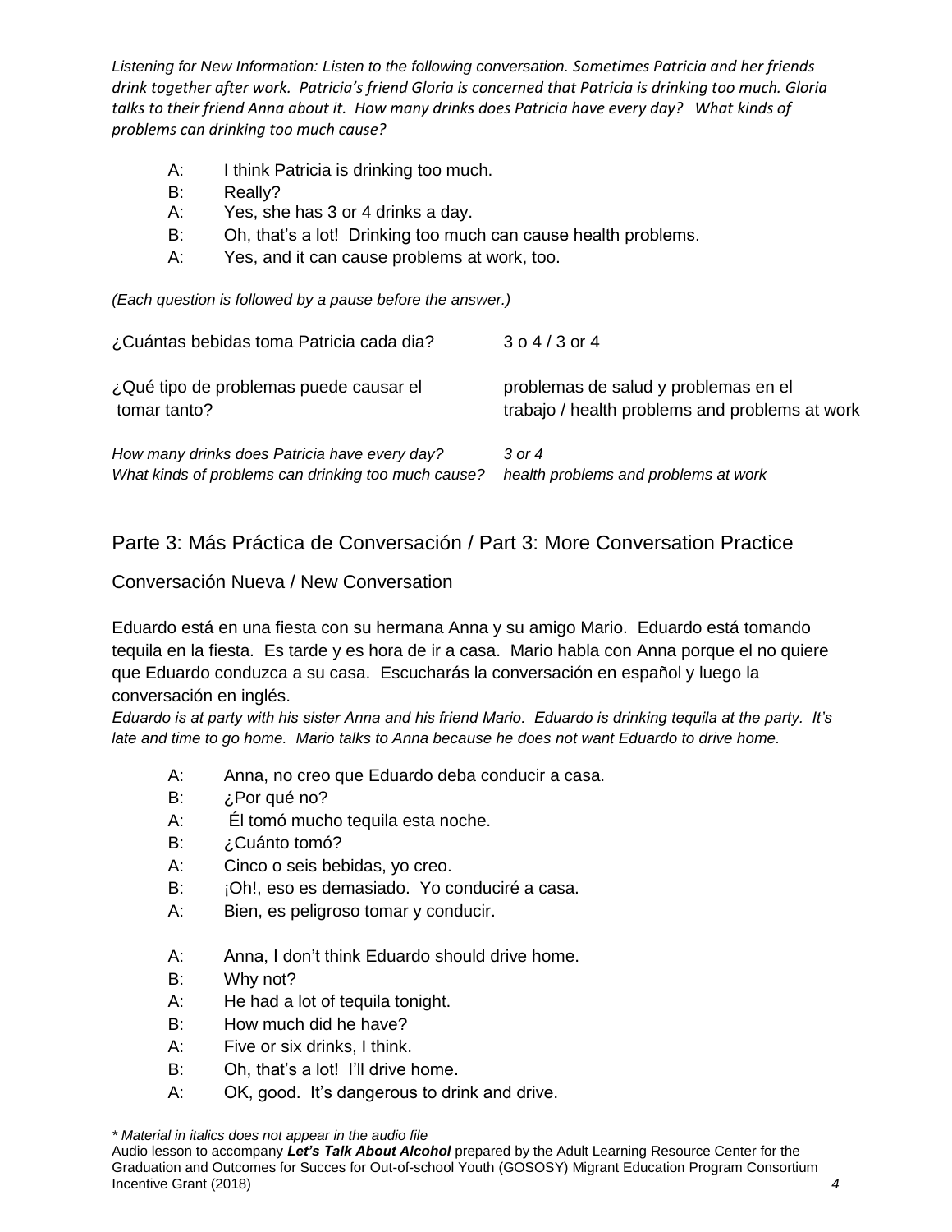*Listening for New Information: Listen to the following conversation. Sometimes Patricia and her friends drink together after work. Patricia's friend Gloria is concerned that Patricia is drinking too much. Gloria talks to their friend Anna about it. How many drinks does Patricia have every day? What kinds of problems can drinking too much cause?*

A: I think Patricia is drinking too much.
B: Really?
A: Yes, she has 3 or 4 drinks a day.
B: Oh, that's a lot! Drinking too much can cause health problems.
A: Yes, and it can cause problems at work, too.

*(Each question is followed by a pause before the answer.)*

| | |
|---|---|
| ¿Cuántas bebidas toma Patricia cada dia? | 3 o 4 / 3 or 4 |
| ¿Qué tipo de problemas puede causar el tomar tanto? | problemas de salud y problemas en el trabajo / health problems and problems at work |
| *How many drinks does Patricia have every day?* | *3 or 4* |
| *What kinds of problems can drinking too much cause?* | *health problems and problems at work* |

## Parte 3: Más Práctica de Conversación / Part 3: More Conversation Practice

### Conversación Nueva / New Conversation

Eduardo está en una fiesta con su hermana Anna y su amigo Mario. Eduardo está tomando tequila en la fiesta. Es tarde y es hora de ir a casa. Mario habla con Anna porque el no quiere que Eduardo conduzca a su casa. Escucharás la conversación en español y luego la conversación en inglés.
*Eduardo is at party with his sister Anna and his friend Mario. Eduardo is drinking tequila at the party. It's late and time to go home. Mario talks to Anna because he does not want Eduardo to drive home.*

A: Anna, no creo que Eduardo deba conducir a casa.
B: ¿Por qué no?
A: Él tomó mucho tequila esta noche.
B: ¿Cuánto tomó?
A: Cinco o seis bebidas, yo creo.
B: ¡Oh!, eso es demasiado. Yo conduciré a casa.
A: Bien, es peligroso tomar y conducir.

A: Anna, I don't think Eduardo should drive home.
B: Why not?
A: He had a lot of tequila tonight.
B: How much did he have?
A: Five or six drinks, I think.
B: Oh, that's a lot! I'll drive home.
A: OK, good. It's dangerous to drink and drive.

*\* Material in italics does not appear in the audio file*
Audio lesson to accompany ***Let's Talk About Alcohol*** prepared by the Adult Learning Resource Center for the Graduation and Outcomes for Succes for Out-of-school Youth (GOSOSY) Migrant Education Program Consortium Incentive Grant (2018)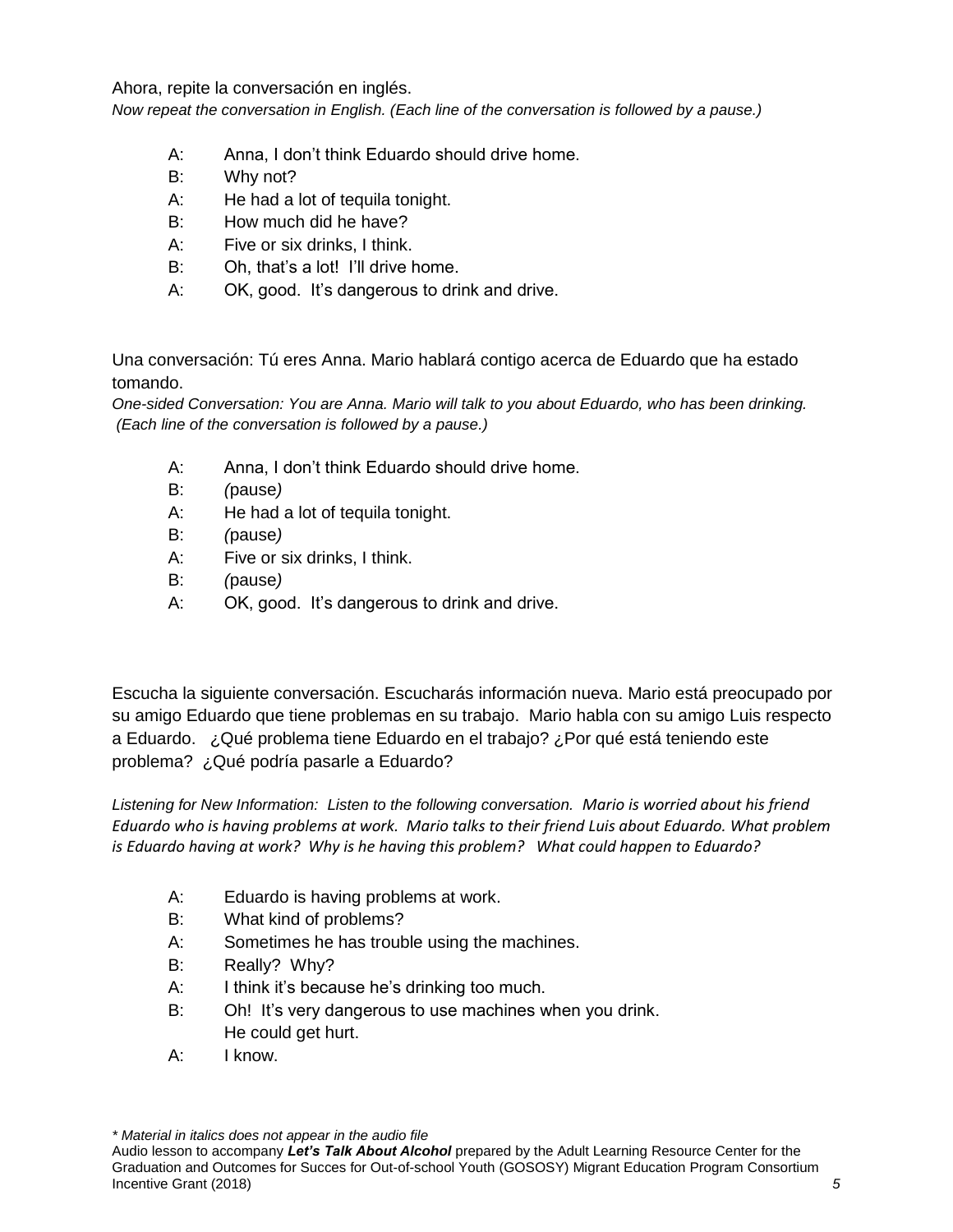Ahora, repite la conversación en inglés.
*Now repeat the conversation in English. (Each line of the conversation is followed by a pause.)*

A: Anna, I don't think Eduardo should drive home.
B: Why not?
A: He had a lot of tequila tonight.
B: How much did he have?
A: Five or six drinks, I think.
B: Oh, that's a lot! I'll drive home.
A: OK, good. It's dangerous to drink and drive.

Una conversación: Tú eres Anna. Mario hablará contigo acerca de Eduardo que ha estado tomando.
*One-sided Conversation: You are Anna. Mario will talk to you about Eduardo, who has been drinking. (Each line of the conversation is followed by a pause.)*

A: Anna, I don't think Eduardo should drive home.
B: *(pause)*
A: He had a lot of tequila tonight.
B: *(pause)*
A: Five or six drinks, I think.
B: *(pause)*
A: OK, good. It's dangerous to drink and drive.

Escucha la siguiente conversación. Escucharás información nueva. Mario está preocupado por su amigo Eduardo que tiene problemas en su trabajo. Mario habla con su amigo Luis respecto a Eduardo. ¿Qué problema tiene Eduardo en el trabajo? ¿Por qué está teniendo este problema? ¿Qué podría pasarle a Eduardo?

*Listening for New Information: Listen to the following conversation. Mario is worried about his friend Eduardo who is having problems at work. Mario talks to their friend Luis about Eduardo. What problem is Eduardo having at work? Why is he having this problem? What could happen to Eduardo?*

A: Eduardo is having problems at work.
B: What kind of problems?
A: Sometimes he has trouble using the machines.
B: Really? Why?
A: I think it's because he's drinking too much.
B: Oh! It's very dangerous to use machines when you drink. He could get hurt.
A: I know.

*\* Material in italics does not appear in the audio file*
Audio lesson to accompany ***Let's Talk About Alcohol*** prepared by the Adult Learning Resource Center for the Graduation and Outcomes for Succes for Out-of-school Youth (GOSOSY) Migrant Education Program Consortium Incentive Grant (2018)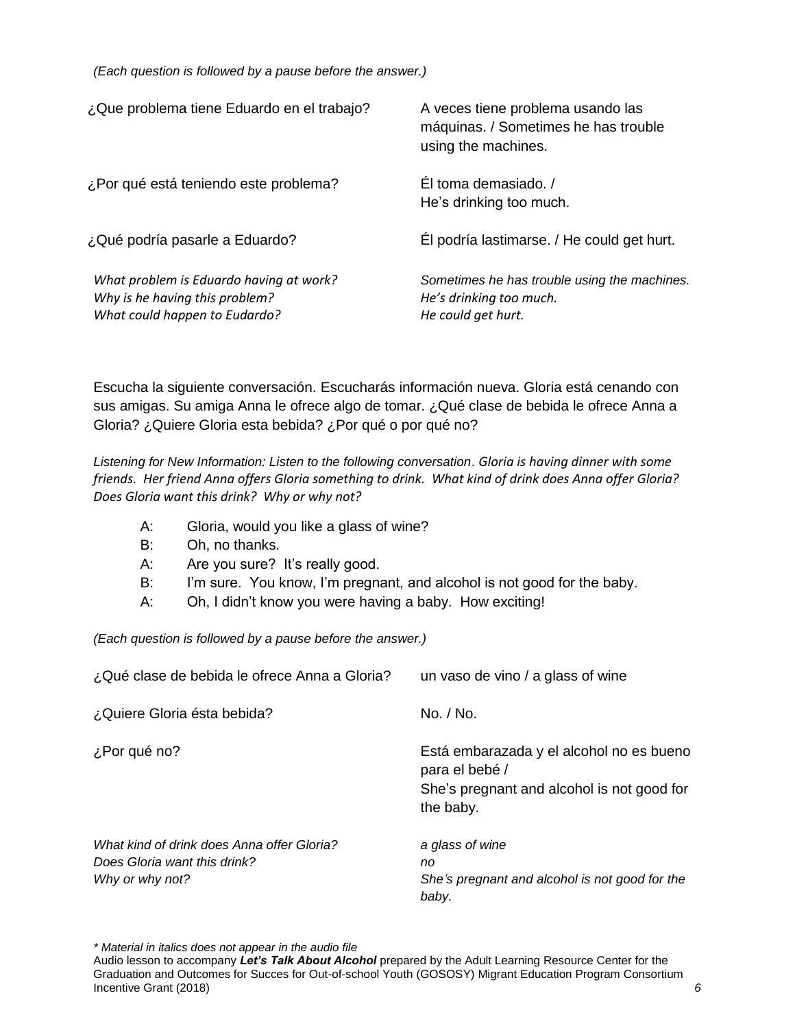*(Each question is followed by a pause before the answer.)*

| | |
|---|---|
| ¿Que problema tiene Eduardo en el trabajo? | A veces tiene problema usando las máquinas. / Sometimes he has trouble using the machines. |
| ¿Por qué está teniendo este problema? | Él toma demasiado. / He's drinking too much. |
| ¿Qué podría pasarle a Eduardo? | Él podría lastimarse. / He could get hurt. |
| *What problem is Eduardo having at work?* | *Sometimes he has trouble using the machines.* |
| *Why is he having this problem?* | *He's drinking too much.* |
| *What could happen to Eudardo?* | *He could get hurt.* |

Escucha la siguiente conversación. Escucharás información nueva. Gloria está cenando con sus amigas. Su amiga Anna le ofrece algo de tomar. ¿Qué clase de bebida le ofrece Anna a Gloria? ¿Quiere Gloria esta bebida? ¿Por qué o por qué no?

*Listening for New Information: Listen to the following conversation. Gloria is having dinner with some friends. Her friend Anna offers Gloria something to drink. What kind of drink does Anna offer Gloria? Does Gloria want this drink? Why or why not?*

A: Gloria, would you like a glass of wine?
B: Oh, no thanks.
A: Are you sure? It's really good.
B: I'm sure. You know, I'm pregnant, and alcohol is not good for the baby.
A: Oh, I didn't know you were having a baby. How exciting!

*(Each question is followed by a pause before the answer.)*

| | |
|---|---|
| ¿Qué clase de bebida le ofrece Anna a Gloria? | un vaso de vino / a glass of wine |
| ¿Quiere Gloria ésta bebida? | No. / No. |
| ¿Por qué no? | Está embarazada y el alcohol no es bueno para el bebé / She's pregnant and alcohol is not good for the baby. |
| *What kind of drink does Anna offer Gloria?* | *a glass of wine* |
| *Does Gloria want this drink?* | *no* |
| *Why or why not?* | *She's pregnant and alcohol is not good for the baby.* |

*\* Material in italics does not appear in the audio file*

Audio lesson to accompany ***Let's Talk About Alcohol*** prepared by the Adult Learning Resource Center for the Graduation and Outcomes for Succes for Out-of-school Youth (GOSOSY) Migrant Education Program Consortium Incentive Grant (2018)